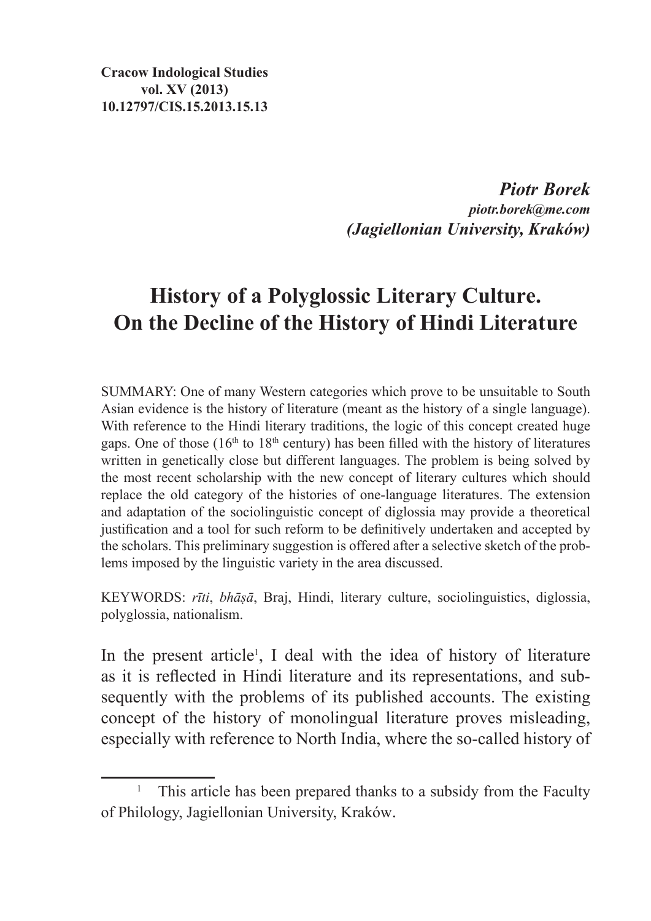**Cracow Indological Studies**
**vol. XV (2013)**
**10.12797/CIS.15.2013.15.13**

***Piotr Borek***
***piotr.borek@me.com***
***(Jagiellonian University, Kraków)***

# History of a Polyglossic Literary Culture. On the Decline of the History of Hindi Literature

SUMMARY: One of many Western categories which prove to be unsuitable to South Asian evidence is the history of literature (meant as the history of a single language). With reference to the Hindi literary traditions, the logic of this concept created huge gaps. One of those (16th to 18th century) has been filled with the history of literatures written in genetically close but different languages. The problem is being solved by the most recent scholarship with the new concept of literary cultures which should replace the old category of the histories of one-language literatures. The extension and adaptation of the sociolinguistic concept of diglossia may provide a theoretical justification and a tool for such reform to be definitively undertaken and accepted by the scholars. This preliminary suggestion is offered after a selective sketch of the problems imposed by the linguistic variety in the area discussed.

KEYWORDS: *rīti*, *bhāṣā*, Braj, Hindi, literary culture, sociolinguistics, diglossia, polyglossia, nationalism.

In the present article[1], I deal with the idea of history of literature as it is reflected in Hindi literature and its representations, and subsequently with the problems of its published accounts. The existing concept of the history of monolingual literature proves misleading, especially with reference to North India, where the so-called history of

[1] This article has been prepared thanks to a subsidy from the Faculty of Philology, Jagiellonian University, Kraków.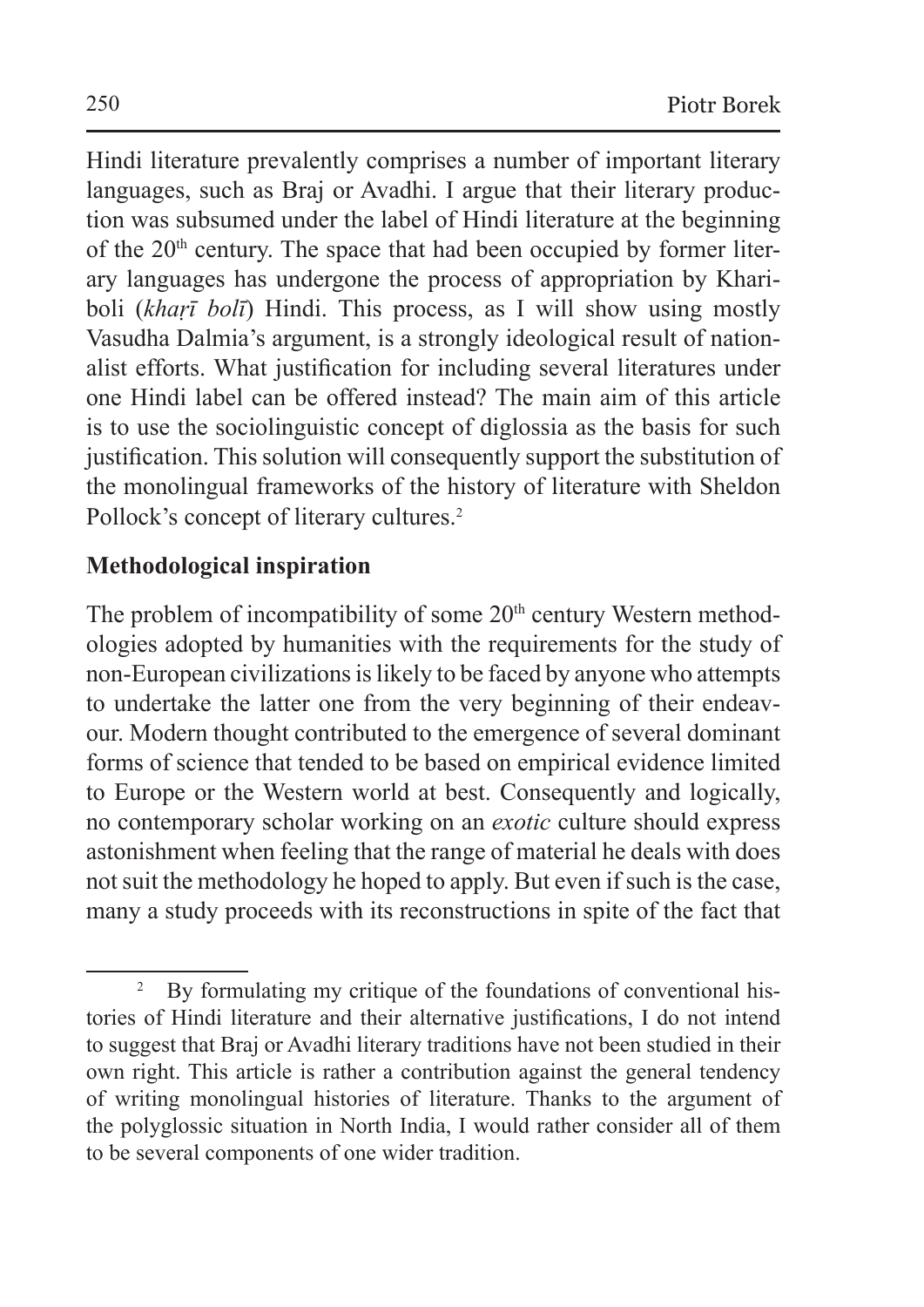Hindi literature prevalently comprises a number of important literary languages, such as Braj or Avadhi. I argue that their literary production was subsumed under the label of Hindi literature at the beginning of the 20th century. The space that had been occupied by former literary languages has undergone the process of appropriation by Khariboli (*khaṛī bolī*) Hindi. This process, as I will show using mostly Vasudha Dalmia's argument, is a strongly ideological result of nationalist efforts. What justification for including several literatures under one Hindi label can be offered instead? The main aim of this article is to use the sociolinguistic concept of diglossia as the basis for such justification. This solution will consequently support the substitution of the monolingual frameworks of the history of literature with Sheldon Pollock's concept of literary cultures.[2]

## Methodological inspiration

The problem of incompatibility of some 20th century Western methodologies adopted by humanities with the requirements for the study of non-European civilizations is likely to be faced by anyone who attempts to undertake the latter one from the very beginning of their endeavour. Modern thought contributed to the emergence of several dominant forms of science that tended to be based on empirical evidence limited to Europe or the Western world at best. Consequently and logically, no contemporary scholar working on an *exotic* culture should express astonishment when feeling that the range of material he deals with does not suit the methodology he hoped to apply. But even if such is the case, many a study proceeds with its reconstructions in spite of the fact that

---

[2] By formulating my critique of the foundations of conventional histories of Hindi literature and their alternative justifications, I do not intend to suggest that Braj or Avadhi literary traditions have not been studied in their own right. This article is rather a contribution against the general tendency of writing monolingual histories of literature. Thanks to the argument of the polyglossic situation in North India, I would rather consider all of them to be several components of one wider tradition.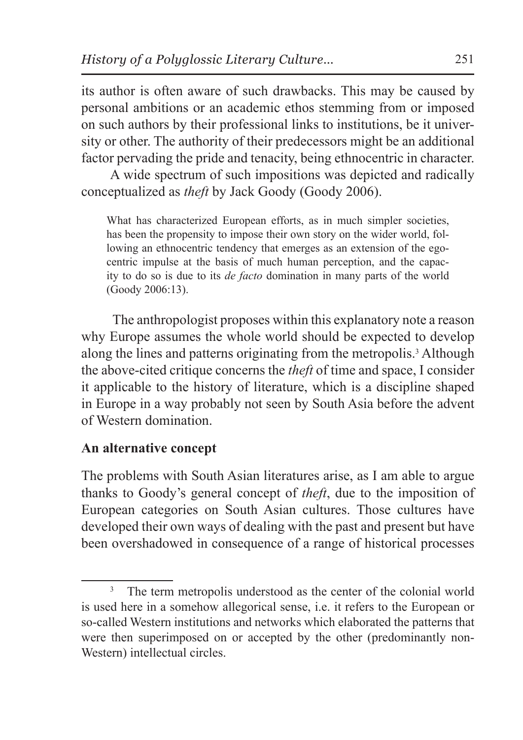its author is often aware of such drawbacks. This may be caused by personal ambitions or an academic ethos stemming from or imposed on such authors by their professional links to institutions, be it university or other. The authority of their predecessors might be an additional factor pervading the pride and tenacity, being ethnocentric in character.

A wide spectrum of such impositions was depicted and radically conceptualized as *theft* by Jack Goody (Goody 2006).

> What has characterized European efforts, as in much simpler societies, has been the propensity to impose their own story on the wider world, following an ethnocentric tendency that emerges as an extension of the egocentric impulse at the basis of much human perception, and the capacity to do so is due to its *de facto* domination in many parts of the world (Goody 2006:13).

The anthropologist proposes within this explanatory note a reason why Europe assumes the whole world should be expected to develop along the lines and patterns originating from the metropolis.[3] Although the above-cited critique concerns the *theft* of time and space, I consider it applicable to the history of literature, which is a discipline shaped in Europe in a way probably not seen by South Asia before the advent of Western domination.

## An alternative concept

The problems with South Asian literatures arise, as I am able to argue thanks to Goody's general concept of *theft*, due to the imposition of European categories on South Asian cultures. Those cultures have developed their own ways of dealing with the past and present but have been overshadowed in consequence of a range of historical processes

[3] The term metropolis understood as the center of the colonial world is used here in a somehow allegorical sense, i.e. it refers to the European or so-called Western institutions and networks which elaborated the patterns that were then superimposed on or accepted by the other (predominantly non-Western) intellectual circles.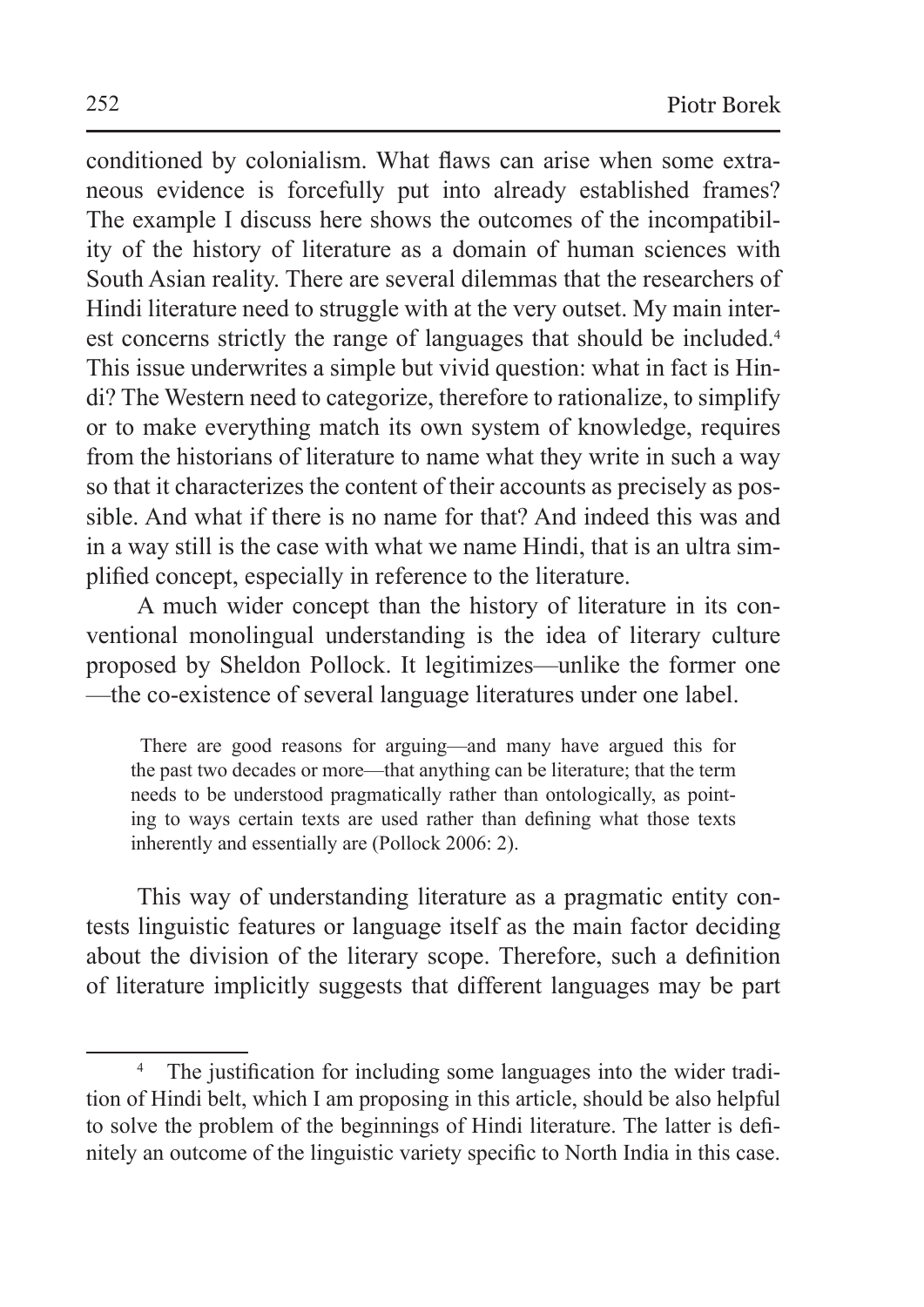conditioned by colonialism. What flaws can arise when some extraneous evidence is forcefully put into already established frames? The example I discuss here shows the outcomes of the incompatibility of the history of literature as a domain of human sciences with South Asian reality. There are several dilemmas that the researchers of Hindi literature need to struggle with at the very outset. My main interest concerns strictly the range of languages that should be included.[4] This issue underwrites a simple but vivid question: what in fact is Hindi? The Western need to categorize, therefore to rationalize, to simplify or to make everything match its own system of knowledge, requires from the historians of literature to name what they write in such a way so that it characterizes the content of their accounts as precisely as possible. And what if there is no name for that? And indeed this was and in a way still is the case with what we name Hindi, that is an ultra simplified concept, especially in reference to the literature.

A much wider concept than the history of literature in its conventional monolingual understanding is the idea of literary culture proposed by Sheldon Pollock. It legitimizes—unlike the former one—the co-existence of several language literatures under one label.

> There are good reasons for arguing—and many have argued this for the past two decades or more—that anything can be literature; that the term needs to be understood pragmatically rather than ontologically, as pointing to ways certain texts are used rather than defining what those texts inherently and essentially are (Pollock 2006: 2).

This way of understanding literature as a pragmatic entity contests linguistic features or language itself as the main factor deciding about the division of the literary scope. Therefore, such a definition of literature implicitly suggests that different languages may be part

---

[4] The justification for including some languages into the wider tradition of Hindi belt, which I am proposing in this article, should be also helpful to solve the problem of the beginnings of Hindi literature. The latter is definitely an outcome of the linguistic variety specific to North India in this case.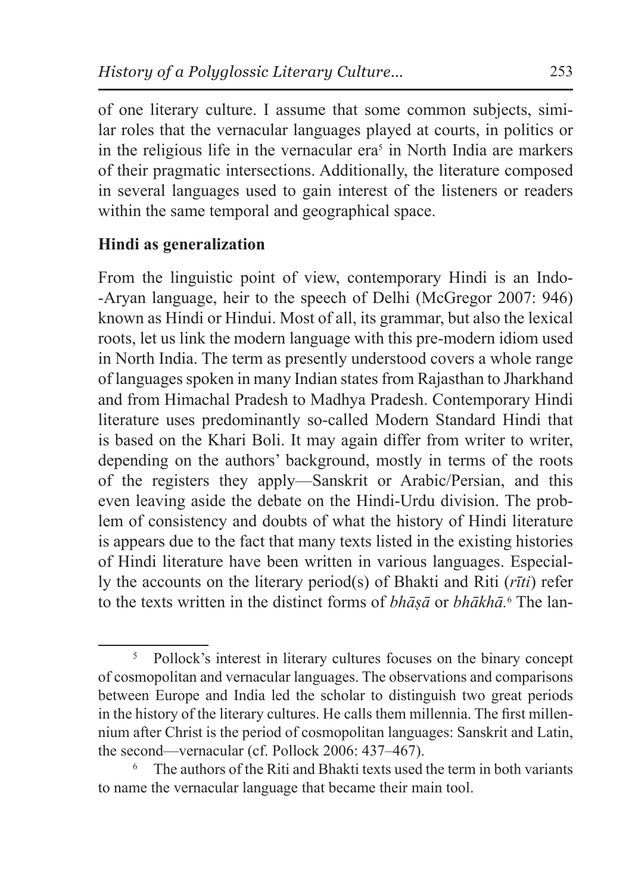of one literary culture. I assume that some common subjects, similar roles that the vernacular languages played at courts, in politics or in the religious life in the vernacular era[5] in North India are markers of their pragmatic intersections. Additionally, the literature composed in several languages used to gain interest of the listeners or readers within the same temporal and geographical space.

**Hindi as generalization**

From the linguistic point of view, contemporary Hindi is an Indo-Aryan language, heir to the speech of Delhi (McGregor 2007: 946) known as Hindi or Hindui. Most of all, its grammar, but also the lexical roots, let us link the modern language with this pre-modern idiom used in North India. The term as presently understood covers a whole range of languages spoken in many Indian states from Rajasthan to Jharkhand and from Himachal Pradesh to Madhya Pradesh. Contemporary Hindi literature uses predominantly so-called Modern Standard Hindi that is based on the Khari Boli. It may again differ from writer to writer, depending on the authors' background, mostly in terms of the roots of the registers they apply—Sanskrit or Arabic/Persian, and this even leaving aside the debate on the Hindi-Urdu division. The problem of consistency and doubts of what the history of Hindi literature is appears due to the fact that many texts listed in the existing histories of Hindi literature have been written in various languages. Especially the accounts on the literary period(s) of Bhakti and Riti (*rīti*) refer to the texts written in the distinct forms of *bhāṣā* or *bhākhā*.[6] The lan-

[5] Pollock's interest in literary cultures focuses on the binary concept of cosmopolitan and vernacular languages. The observations and comparisons between Europe and India led the scholar to distinguish two great periods in the history of the literary cultures. He calls them millennia. The first millennium after Christ is the period of cosmopolitan languages: Sanskrit and Latin, the second—vernacular (cf. Pollock 2006: 437–467).

[6] The authors of the Riti and Bhakti texts used the term in both variants to name the vernacular language that became their main tool.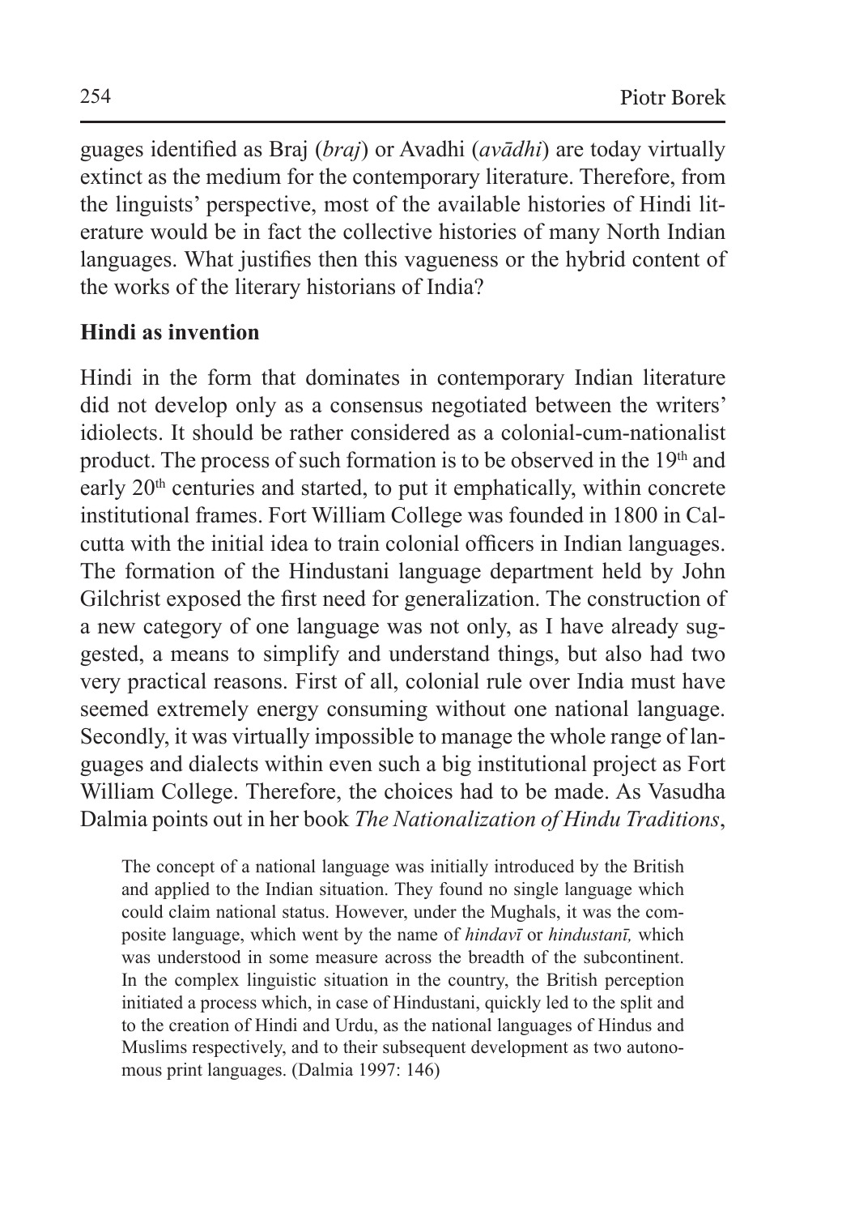guages identified as Braj (*braj*) or Avadhi (*avādhi*) are today virtually extinct as the medium for the contemporary literature. Therefore, from the linguists' perspective, most of the available histories of Hindi literature would be in fact the collective histories of many North Indian languages. What justifies then this vagueness or the hybrid content of the works of the literary historians of India?

## Hindi as invention

Hindi in the form that dominates in contemporary Indian literature did not develop only as a consensus negotiated between the writers' idiolects. It should be rather considered as a colonial-cum-nationalist product. The process of such formation is to be observed in the 19th and early 20th centuries and started, to put it emphatically, within concrete institutional frames. Fort William College was founded in 1800 in Calcutta with the initial idea to train colonial officers in Indian languages. The formation of the Hindustani language department held by John Gilchrist exposed the first need for generalization. The construction of a new category of one language was not only, as I have already suggested, a means to simplify and understand things, but also had two very practical reasons. First of all, colonial rule over India must have seemed extremely energy consuming without one national language. Secondly, it was virtually impossible to manage the whole range of languages and dialects within even such a big institutional project as Fort William College. Therefore, the choices had to be made. As Vasudha Dalmia points out in her book *The Nationalization of Hindu Traditions*,

> The concept of a national language was initially introduced by the British and applied to the Indian situation. They found no single language which could claim national status. However, under the Mughals, it was the composite language, which went by the name of *hindavī* or *hindustanī,* which was understood in some measure across the breadth of the subcontinent. In the complex linguistic situation in the country, the British perception initiated a process which, in case of Hindustani, quickly led to the split and to the creation of Hindi and Urdu, as the national languages of Hindus and Muslims respectively, and to their subsequent development as two autonomous print languages. (Dalmia 1997: 146)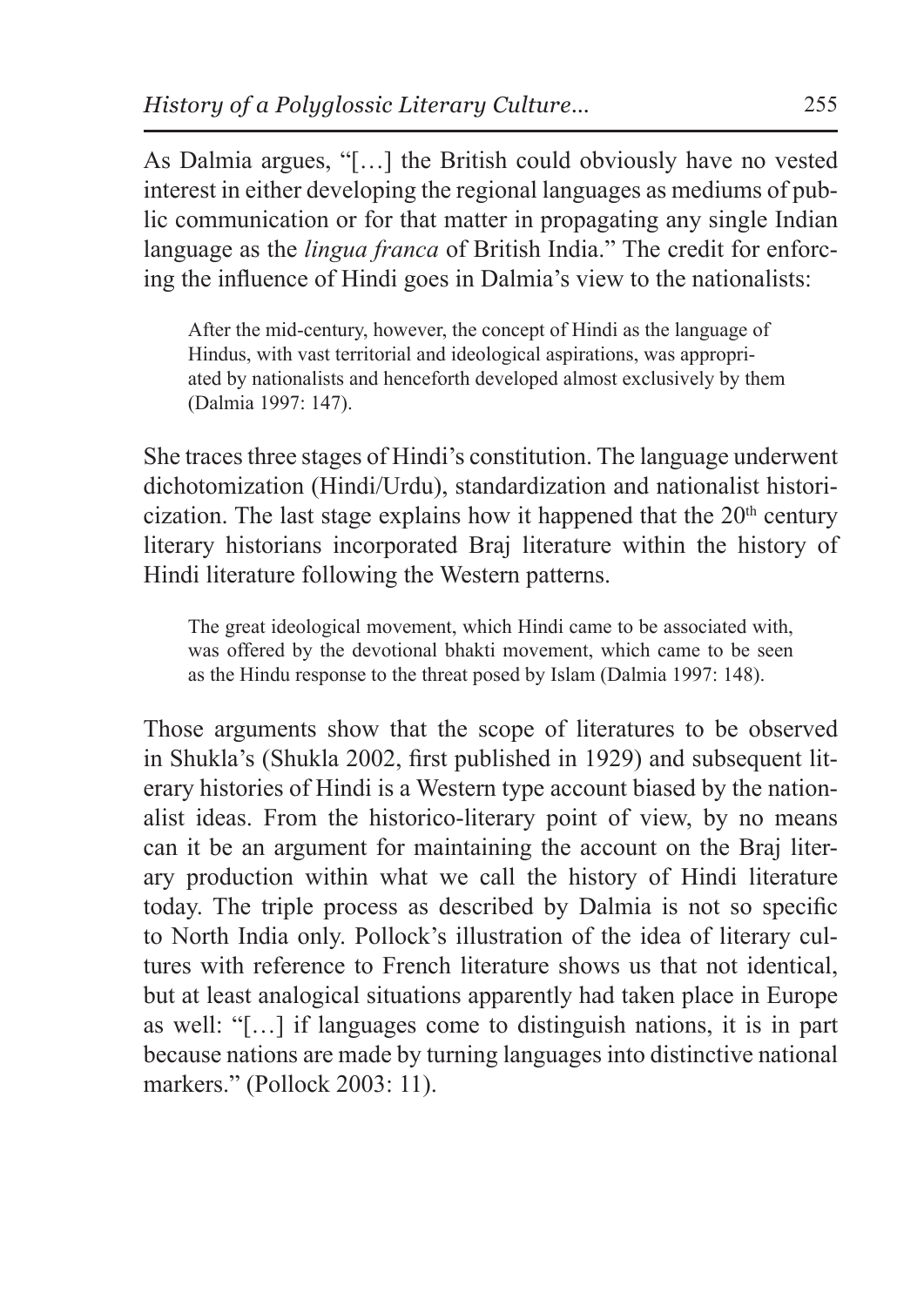As Dalmia argues, "[…] the British could obviously have no vested interest in either developing the regional languages as mediums of public communication or for that matter in propagating any single Indian language as the *lingua franca* of British India." The credit for enforcing the influence of Hindi goes in Dalmia's view to the nationalists:

> After the mid-century, however, the concept of Hindi as the language of Hindus, with vast territorial and ideological aspirations, was appropriated by nationalists and henceforth developed almost exclusively by them (Dalmia 1997: 147).

She traces three stages of Hindi's constitution. The language underwent dichotomization (Hindi/Urdu), standardization and nationalist historicization. The last stage explains how it happened that the 20th century literary historians incorporated Braj literature within the history of Hindi literature following the Western patterns.

> The great ideological movement, which Hindi came to be associated with, was offered by the devotional bhakti movement, which came to be seen as the Hindu response to the threat posed by Islam (Dalmia 1997: 148).

Those arguments show that the scope of literatures to be observed in Shukla's (Shukla 2002, first published in 1929) and subsequent literary histories of Hindi is a Western type account biased by the nationalist ideas. From the historico-literary point of view, by no means can it be an argument for maintaining the account on the Braj literary production within what we call the history of Hindi literature today. The triple process as described by Dalmia is not so specific to North India only. Pollock's illustration of the idea of literary cultures with reference to French literature shows us that not identical, but at least analogical situations apparently had taken place in Europe as well: "[…] if languages come to distinguish nations, it is in part because nations are made by turning languages into distinctive national markers." (Pollock 2003: 11).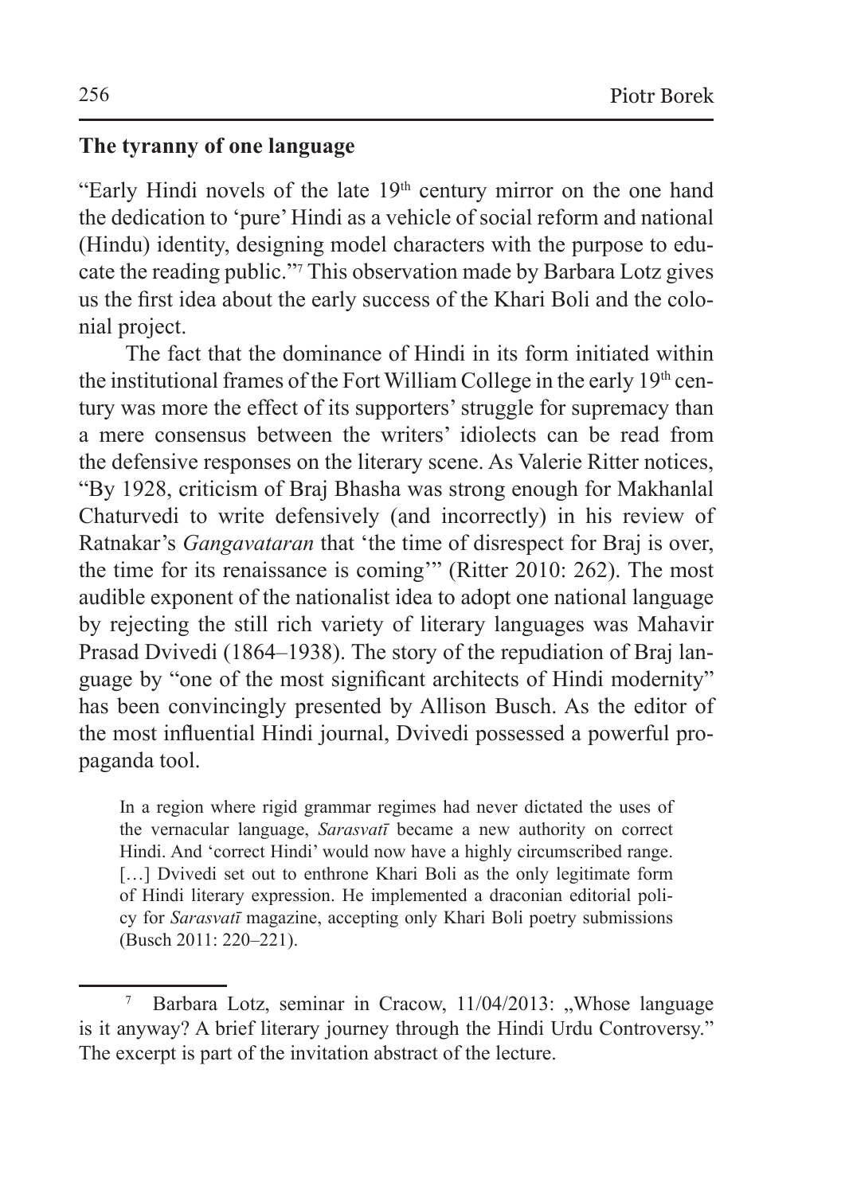## The tyranny of one language

"Early Hindi novels of the late 19th century mirror on the one hand the dedication to 'pure' Hindi as a vehicle of social reform and national (Hindu) identity, designing model characters with the purpose to educate the reading public."[7] This observation made by Barbara Lotz gives us the first idea about the early success of the Khari Boli and the colonial project.

The fact that the dominance of Hindi in its form initiated within the institutional frames of the Fort William College in the early 19th century was more the effect of its supporters' struggle for supremacy than a mere consensus between the writers' idiolects can be read from the defensive responses on the literary scene. As Valerie Ritter notices, "By 1928, criticism of Braj Bhasha was strong enough for Makhanlal Chaturvedi to write defensively (and incorrectly) in his review of Ratnakar's *Gangavataran* that 'the time of disrespect for Braj is over, the time for its renaissance is coming'" (Ritter 2010: 262). The most audible exponent of the nationalist idea to adopt one national language by rejecting the still rich variety of literary languages was Mahavir Prasad Dvivedi (1864–1938). The story of the repudiation of Braj language by "one of the most significant architects of Hindi modernity" has been convincingly presented by Allison Busch. As the editor of the most influential Hindi journal, Dvivedi possessed a powerful propaganda tool.

> In a region where rigid grammar regimes had never dictated the uses of the vernacular language, *Sarasvatī* became a new authority on correct Hindi. And 'correct Hindi' would now have a highly circumscribed range. […] Dvivedi set out to enthrone Khari Boli as the only legitimate form of Hindi literary expression. He implemented a draconian editorial policy for *Sarasvatī* magazine, accepting only Khari Boli poetry submissions (Busch 2011: 220–221).

---

[7] Barbara Lotz, seminar in Cracow, 11/04/2013: „Whose language is it anyway? A brief literary journey through the Hindi Urdu Controversy." The excerpt is part of the invitation abstract of the lecture.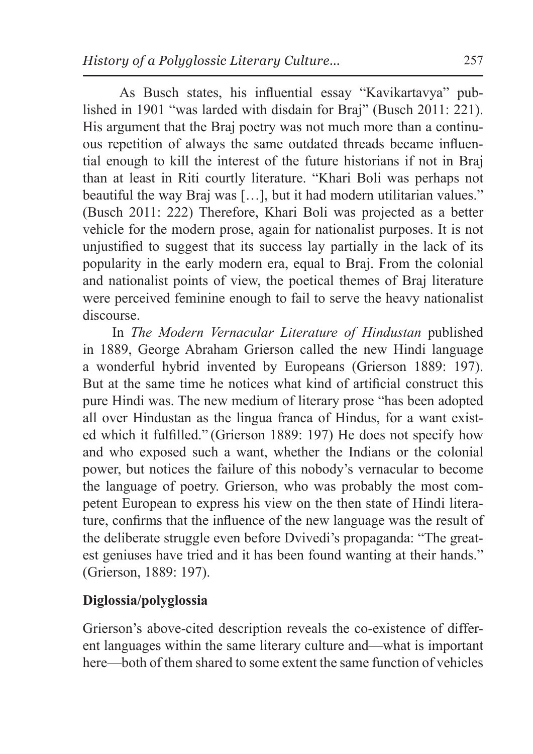As Busch states, his influential essay "Kavikartavya" published in 1901 "was larded with disdain for Braj" (Busch 2011: 221). His argument that the Braj poetry was not much more than a continuous repetition of always the same outdated threads became influential enough to kill the interest of the future historians if not in Braj than at least in Riti courtly literature. "Khari Boli was perhaps not beautiful the way Braj was […], but it had modern utilitarian values." (Busch 2011: 222) Therefore, Khari Boli was projected as a better vehicle for the modern prose, again for nationalist purposes. It is not unjustified to suggest that its success lay partially in the lack of its popularity in the early modern era, equal to Braj. From the colonial and nationalist points of view, the poetical themes of Braj literature were perceived feminine enough to fail to serve the heavy nationalist discourse.

In *The Modern Vernacular Literature of Hindustan* published in 1889, George Abraham Grierson called the new Hindi language a wonderful hybrid invented by Europeans (Grierson 1889: 197). But at the same time he notices what kind of artificial construct this pure Hindi was. The new medium of literary prose "has been adopted all over Hindustan as the lingua franca of Hindus, for a want existed which it fulfilled." (Grierson 1889: 197) He does not specify how and who exposed such a want, whether the Indians or the colonial power, but notices the failure of this nobody's vernacular to become the language of poetry. Grierson, who was probably the most competent European to express his view on the then state of Hindi literature, confirms that the influence of the new language was the result of the deliberate struggle even before Dvivedi's propaganda: "The greatest geniuses have tried and it has been found wanting at their hands." (Grierson, 1889: 197).

## Diglossia/polyglossia

Grierson's above-cited description reveals the co-existence of different languages within the same literary culture and—what is important here—both of them shared to some extent the same function of vehicles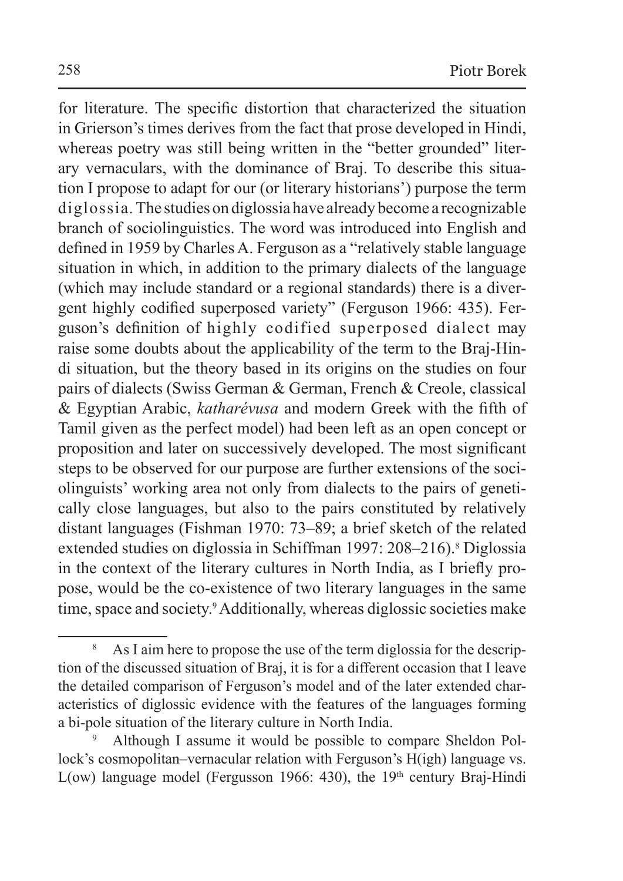for literature. The specific distortion that characterized the situation in Grierson's times derives from the fact that prose developed in Hindi, whereas poetry was still being written in the "better grounded" literary vernaculars, with the dominance of Braj. To describe this situation I propose to adapt for our (or literary historians') purpose the term diglossia. The studies on diglossia have already become a recognizable branch of sociolinguistics. The word was introduced into English and defined in 1959 by Charles A. Ferguson as a "relatively stable language situation in which, in addition to the primary dialects of the language (which may include standard or a regional standards) there is a divergent highly codified superposed variety" (Ferguson 1966: 435). Ferguson's definition of highly codified superposed dialect may raise some doubts about the applicability of the term to the Braj-Hindi situation, but the theory based in its origins on the studies on four pairs of dialects (Swiss German & German, French & Creole, classical & Egyptian Arabic, *katharévusa* and modern Greek with the fifth of Tamil given as the perfect model) had been left as an open concept or proposition and later on successively developed. The most significant steps to be observed for our purpose are further extensions of the sociolinguists' working area not only from dialects to the pairs of genetically close languages, but also to the pairs constituted by relatively distant languages (Fishman 1970: 73–89; a brief sketch of the related extended studies on diglossia in Schiffman 1997: 208–216).[8] Diglossia in the context of the literary cultures in North India, as I briefly propose, would be the co-existence of two literary languages in the same time, space and society.[9] Additionally, whereas diglossic societies make

[8] As I aim here to propose the use of the term diglossia for the description of the discussed situation of Braj, it is for a different occasion that I leave the detailed comparison of Ferguson's model and of the later extended characteristics of diglossic evidence with the features of the languages forming a bi-pole situation of the literary culture in North India.

[9] Although I assume it would be possible to compare Sheldon Pollock's cosmopolitan–vernacular relation with Ferguson's H(igh) language vs. L(ow) language model (Fergusson 1966: 430), the 19th century Braj-Hindi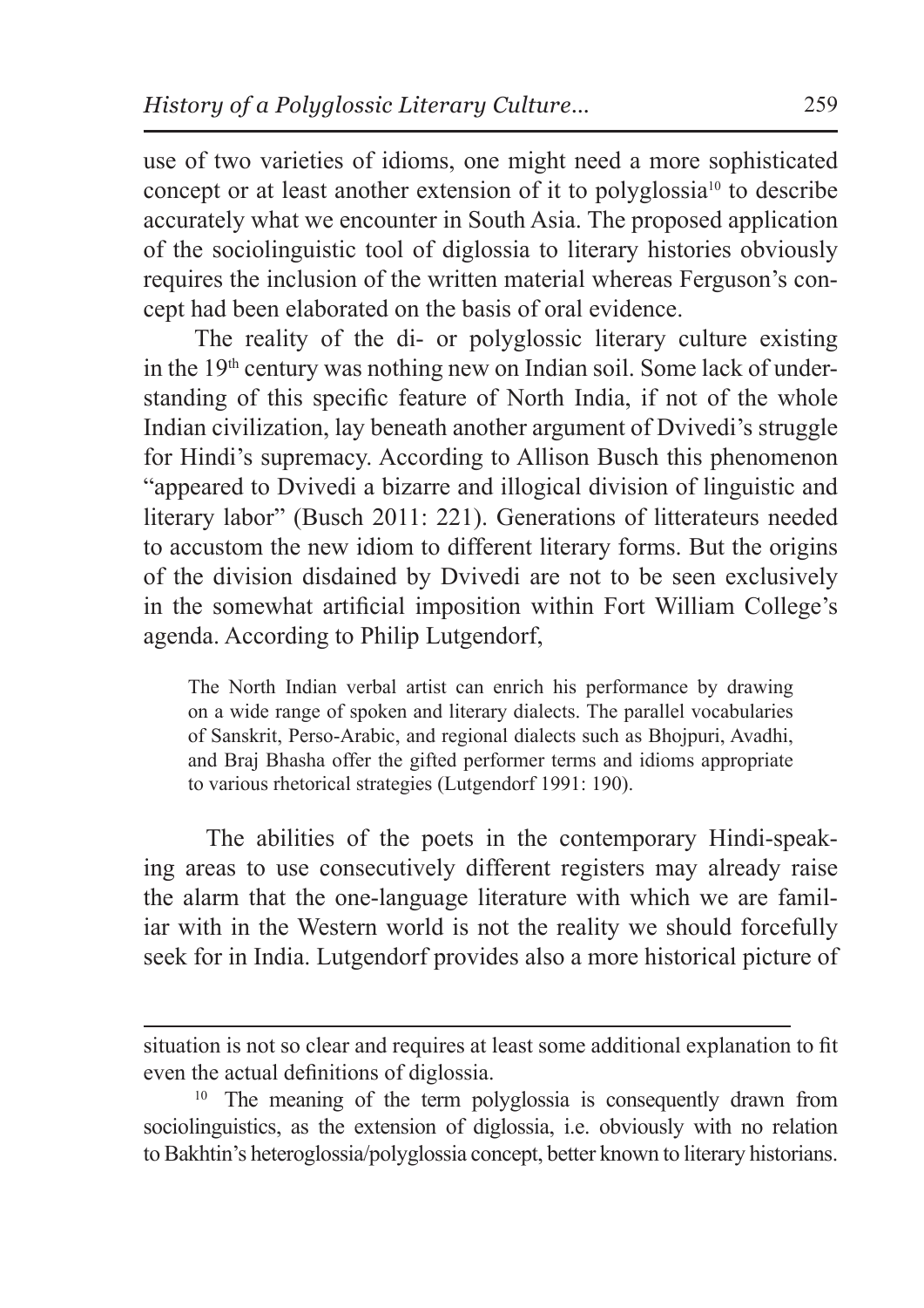use of two varieties of idioms, one might need a more sophisticated concept or at least another extension of it to polyglossia[10] to describe accurately what we encounter in South Asia. The proposed application of the sociolinguistic tool of diglossia to literary histories obviously requires the inclusion of the written material whereas Ferguson's concept had been elaborated on the basis of oral evidence.

The reality of the di- or polyglossic literary culture existing in the 19th century was nothing new on Indian soil. Some lack of understanding of this specific feature of North India, if not of the whole Indian civilization, lay beneath another argument of Dvivedi's struggle for Hindi's supremacy. According to Allison Busch this phenomenon "appeared to Dvivedi a bizarre and illogical division of linguistic and literary labor" (Busch 2011: 221). Generations of litterateurs needed to accustom the new idiom to different literary forms. But the origins of the division disdained by Dvivedi are not to be seen exclusively in the somewhat artificial imposition within Fort William College's agenda. According to Philip Lutgendorf,

> The North Indian verbal artist can enrich his performance by drawing on a wide range of spoken and literary dialects. The parallel vocabularies of Sanskrit, Perso-Arabic, and regional dialects such as Bhojpuri, Avadhi, and Braj Bhasha offer the gifted performer terms and idioms appropriate to various rhetorical strategies (Lutgendorf 1991: 190).

The abilities of the poets in the contemporary Hindi-speaking areas to use consecutively different registers may already raise the alarm that the one-language literature with which we are familiar with in the Western world is not the reality we should forcefully seek for in India. Lutgendorf provides also a more historical picture of

---

situation is not so clear and requires at least some additional explanation to fit even the actual definitions of diglossia.

[10] The meaning of the term polyglossia is consequently drawn from sociolinguistics, as the extension of diglossia, i.e. obviously with no relation to Bakhtin's heteroglossia/polyglossia concept, better known to literary historians.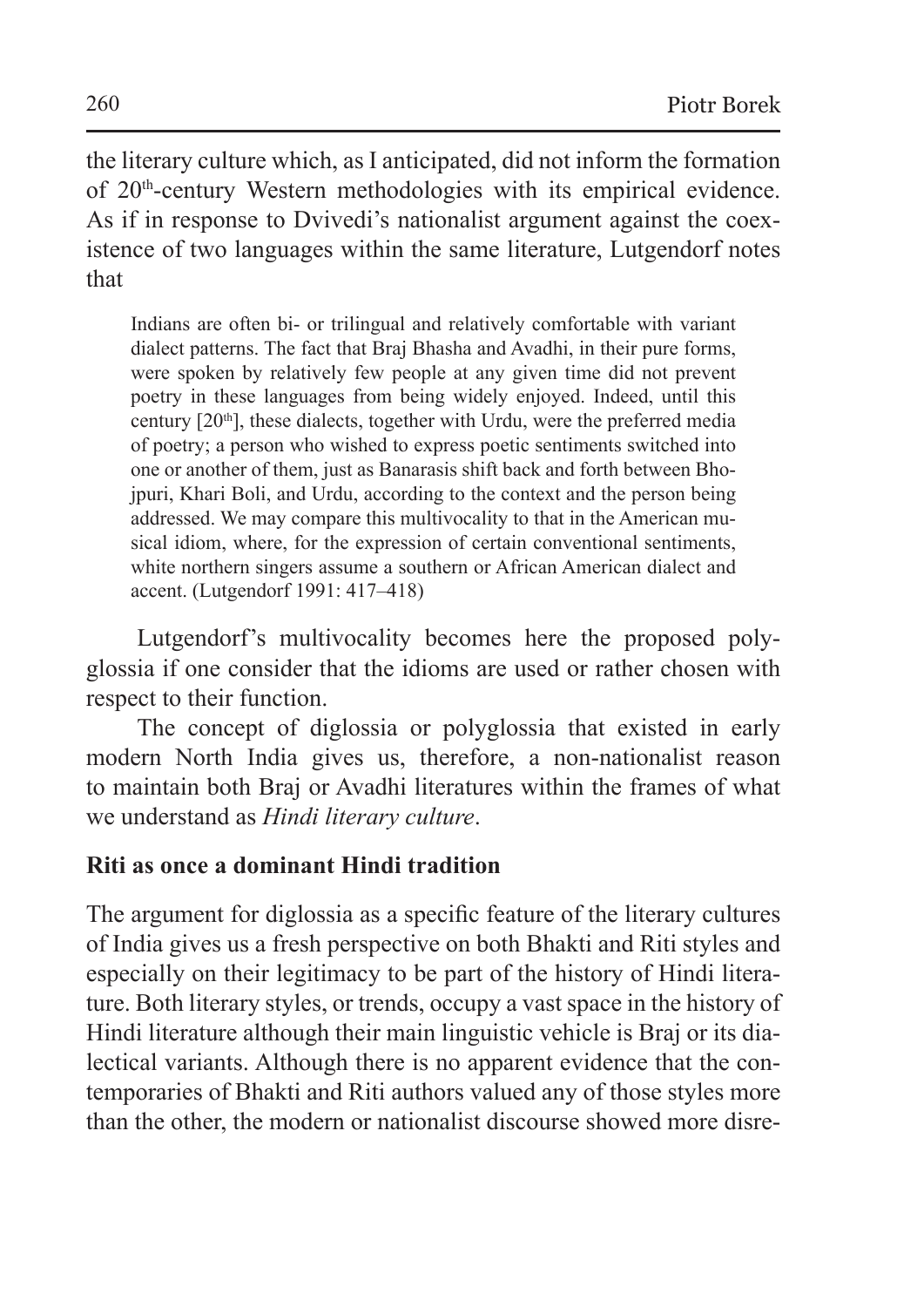the literary culture which, as I anticipated, did not inform the formation of 20th-century Western methodologies with its empirical evidence. As if in response to Dvivedi's nationalist argument against the coexistence of two languages within the same literature, Lutgendorf notes that

> Indians are often bi- or trilingual and relatively comfortable with variant dialect patterns. The fact that Braj Bhasha and Avadhi, in their pure forms, were spoken by relatively few people at any given time did not prevent poetry in these languages from being widely enjoyed. Indeed, until this century [20th], these dialects, together with Urdu, were the preferred media of poetry; a person who wished to express poetic sentiments switched into one or another of them, just as Banarasis shift back and forth between Bhojpuri, Khari Boli, and Urdu, according to the context and the person being addressed. We may compare this multivocality to that in the American musical idiom, where, for the expression of certain conventional sentiments, white northern singers assume a southern or African American dialect and accent. (Lutgendorf 1991: 417–418)

Lutgendorf's multivocality becomes here the proposed polyglossia if one consider that the idioms are used or rather chosen with respect to their function.

The concept of diglossia or polyglossia that existed in early modern North India gives us, therefore, a non-nationalist reason to maintain both Braj or Avadhi literatures within the frames of what we understand as *Hindi literary culture*.

## Riti as once a dominant Hindi tradition

The argument for diglossia as a specific feature of the literary cultures of India gives us a fresh perspective on both Bhakti and Riti styles and especially on their legitimacy to be part of the history of Hindi literature. Both literary styles, or trends, occupy a vast space in the history of Hindi literature although their main linguistic vehicle is Braj or its dialectical variants. Although there is no apparent evidence that the contemporaries of Bhakti and Riti authors valued any of those styles more than the other, the modern or nationalist discourse showed more disre-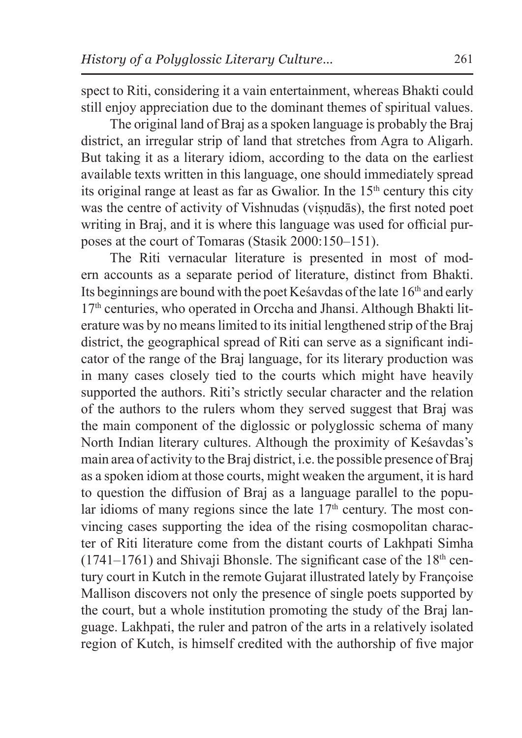spect to Riti, considering it a vain entertainment, whereas Bhakti could still enjoy appreciation due to the dominant themes of spiritual values.

The original land of Braj as a spoken language is probably the Braj district, an irregular strip of land that stretches from Agra to Aligarh. But taking it as a literary idiom, according to the data on the earliest available texts written in this language, one should immediately spread its original range at least as far as Gwalior. In the 15th century this city was the centre of activity of Vishnudas (viṣṇudās), the first noted poet writing in Braj, and it is where this language was used for official purposes at the court of Tomaras (Stasik 2000:150–151).

The Riti vernacular literature is presented in most of modern accounts as a separate period of literature, distinct from Bhakti. Its beginnings are bound with the poet Keśavdas of the late 16th and early 17th centuries, who operated in Orccha and Jhansi. Although Bhakti literature was by no means limited to its initial lengthened strip of the Braj district, the geographical spread of Riti can serve as a significant indicator of the range of the Braj language, for its literary production was in many cases closely tied to the courts which might have heavily supported the authors. Riti's strictly secular character and the relation of the authors to the rulers whom they served suggest that Braj was the main component of the diglossic or polyglossic schema of many North Indian literary cultures. Although the proximity of Keśavdas's main area of activity to the Braj district, i.e. the possible presence of Braj as a spoken idiom at those courts, might weaken the argument, it is hard to question the diffusion of Braj as a language parallel to the popular idioms of many regions since the late 17th century. The most convincing cases supporting the idea of the rising cosmopolitan character of Riti literature come from the distant courts of Lakhpati Simha (1741–1761) and Shivaji Bhonsle. The significant case of the 18th century court in Kutch in the remote Gujarat illustrated lately by Françoise Mallison discovers not only the presence of single poets supported by the court, but a whole institution promoting the study of the Braj language. Lakhpati, the ruler and patron of the arts in a relatively isolated region of Kutch, is himself credited with the authorship of five major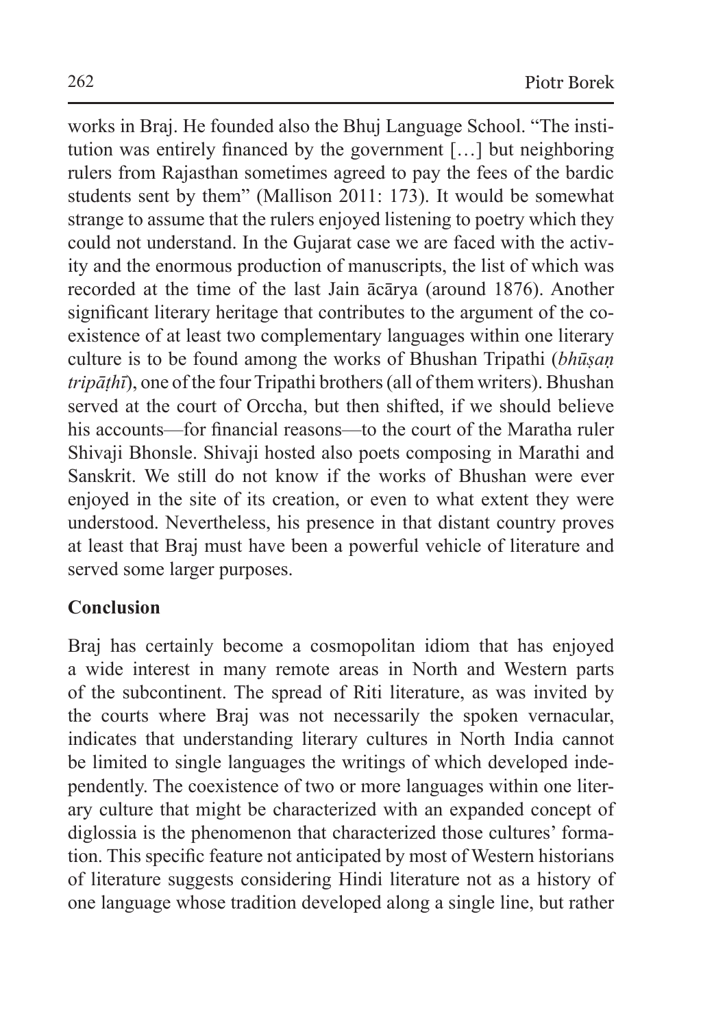works in Braj. He founded also the Bhuj Language School. "The institution was entirely financed by the government […] but neighboring rulers from Rajasthan sometimes agreed to pay the fees of the bardic students sent by them" (Mallison 2011: 173). It would be somewhat strange to assume that the rulers enjoyed listening to poetry which they could not understand. In the Gujarat case we are faced with the activity and the enormous production of manuscripts, the list of which was recorded at the time of the last Jain ācārya (around 1876). Another significant literary heritage that contributes to the argument of the coexistence of at least two complementary languages within one literary culture is to be found among the works of Bhushan Tripathi (*bhūṣaṇ tripāṭhī*), one of the four Tripathi brothers (all of them writers). Bhushan served at the court of Orccha, but then shifted, if we should believe his accounts—for financial reasons—to the court of the Maratha ruler Shivaji Bhonsle. Shivaji hosted also poets composing in Marathi and Sanskrit. We still do not know if the works of Bhushan were ever enjoyed in the site of its creation, or even to what extent they were understood. Nevertheless, his presence in that distant country proves at least that Braj must have been a powerful vehicle of literature and served some larger purposes.

## Conclusion

Braj has certainly become a cosmopolitan idiom that has enjoyed a wide interest in many remote areas in North and Western parts of the subcontinent. The spread of Riti literature, as was invited by the courts where Braj was not necessarily the spoken vernacular, indicates that understanding literary cultures in North India cannot be limited to single languages the writings of which developed independently. The coexistence of two or more languages within one literary culture that might be characterized with an expanded concept of diglossia is the phenomenon that characterized those cultures' formation. This specific feature not anticipated by most of Western historians of literature suggests considering Hindi literature not as a history of one language whose tradition developed along a single line, but rather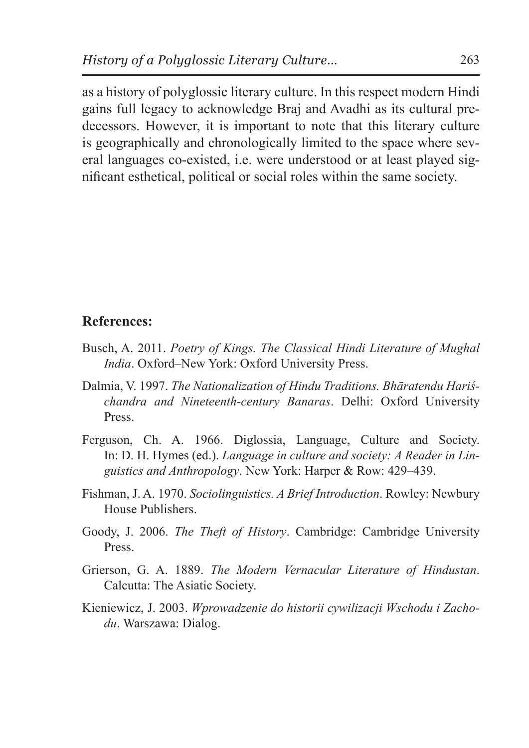as a history of polyglossic literary culture. In this respect modern Hindi gains full legacy to acknowledge Braj and Avadhi as its cultural predecessors. However, it is important to note that this literary culture is geographically and chronologically limited to the space where several languages co-existed, i.e. were understood or at least played significant esthetical, political or social roles within the same society.

**References:**

Busch, A. 2011. *Poetry of Kings. The Classical Hindi Literature of Mughal India*. Oxford–New York: Oxford University Press.

Dalmia, V. 1997. *The Nationalization of Hindu Traditions. Bhāratendu Hariśchandra and Nineteenth-century Banaras*. Delhi: Oxford University Press.

Ferguson, Ch. A. 1966. Diglossia, Language, Culture and Society. In: D. H. Hymes (ed.). *Language in culture and society: A Reader in Linguistics and Anthropology*. New York: Harper & Row: 429–439.

Fishman, J. A. 1970. *Sociolinguistics. A Brief Introduction*. Rowley: Newbury House Publishers.

Goody, J. 2006. *The Theft of History*. Cambridge: Cambridge University Press.

Grierson, G. A. 1889. *The Modern Vernacular Literature of Hindustan*. Calcutta: The Asiatic Society.

Kieniewicz, J. 2003. *Wprowadzenie do historii cywilizacji Wschodu i Zachodu*. Warszawa: Dialog.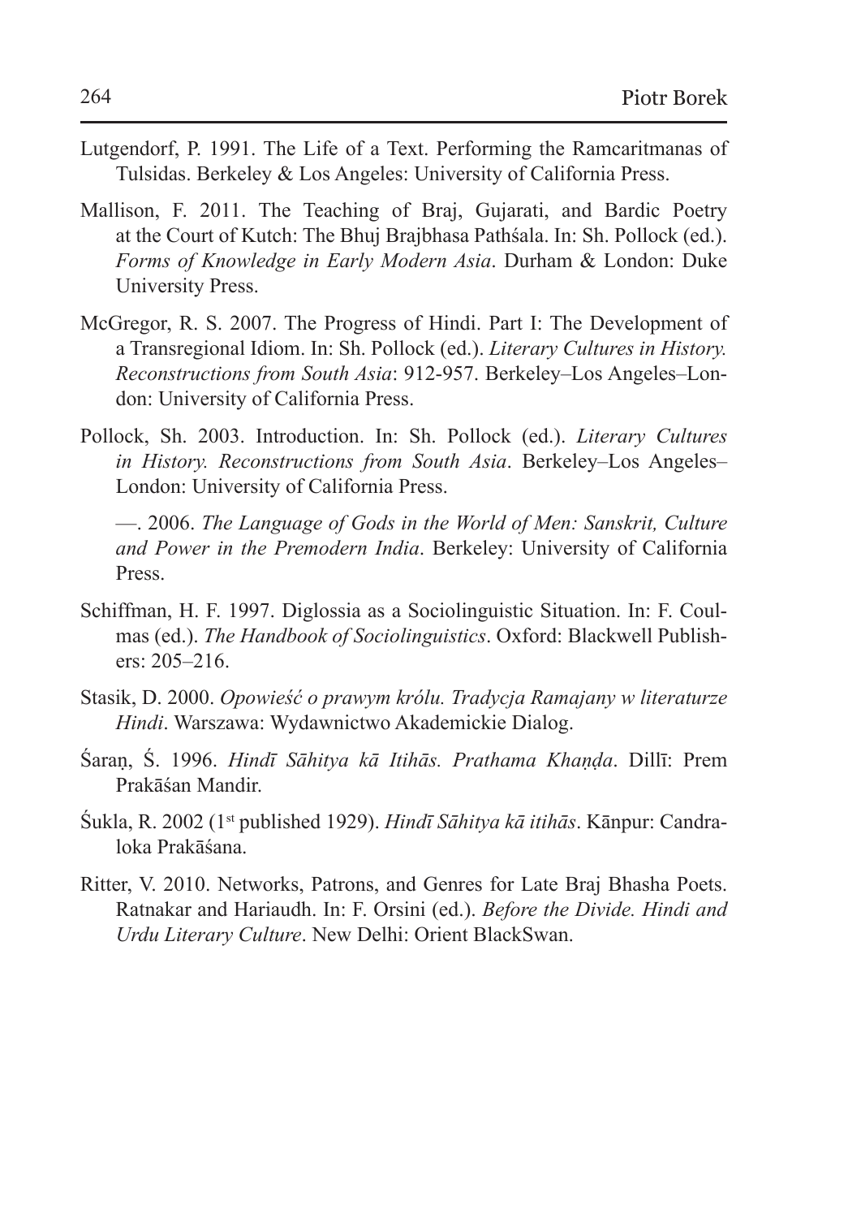Lutgendorf, P. 1991. The Life of a Text. Performing the Ramcaritmanas of Tulsidas. Berkeley & Los Angeles: University of California Press.

Mallison, F. 2011. The Teaching of Braj, Gujarati, and Bardic Poetry at the Court of Kutch: The Bhuj Brajbhasa Pathśala. In: Sh. Pollock (ed.). *Forms of Knowledge in Early Modern Asia*. Durham & London: Duke University Press.

McGregor, R. S. 2007. The Progress of Hindi. Part I: The Development of a Transregional Idiom. In: Sh. Pollock (ed.). *Literary Cultures in History. Reconstructions from South Asia*: 912-957. Berkeley–Los Angeles–London: University of California Press.

Pollock, Sh. 2003. Introduction. In: Sh. Pollock (ed.). *Literary Cultures in History. Reconstructions from South Asia*. Berkeley–Los Angeles–London: University of California Press.

—. 2006. *The Language of Gods in the World of Men: Sanskrit, Culture and Power in the Premodern India*. Berkeley: University of California Press.

Schiffman, H. F. 1997. Diglossia as a Sociolinguistic Situation. In: F. Coulmas (ed.). *The Handbook of Sociolinguistics*. Oxford: Blackwell Publishers: 205–216.

Stasik, D. 2000. *Opowieść o prawym królu. Tradycja Ramajany w literaturze Hindi*. Warszawa: Wydawnictwo Akademickie Dialog.

Śaraṇ, Ś. 1996. *Hindī Sāhitya kā Itihās. Prathama Khaṇḍa*. Dillī: Prem Prakāśan Mandir.

Śukla, R. 2002 (1st published 1929). *Hindī Sāhitya kā itihās*. Kānpur: Candraloka Prakāśana.

Ritter, V. 2010. Networks, Patrons, and Genres for Late Braj Bhasha Poets. Ratnakar and Hariaudh. In: F. Orsini (ed.). *Before the Divide. Hindi and Urdu Literary Culture*. New Delhi: Orient BlackSwan.